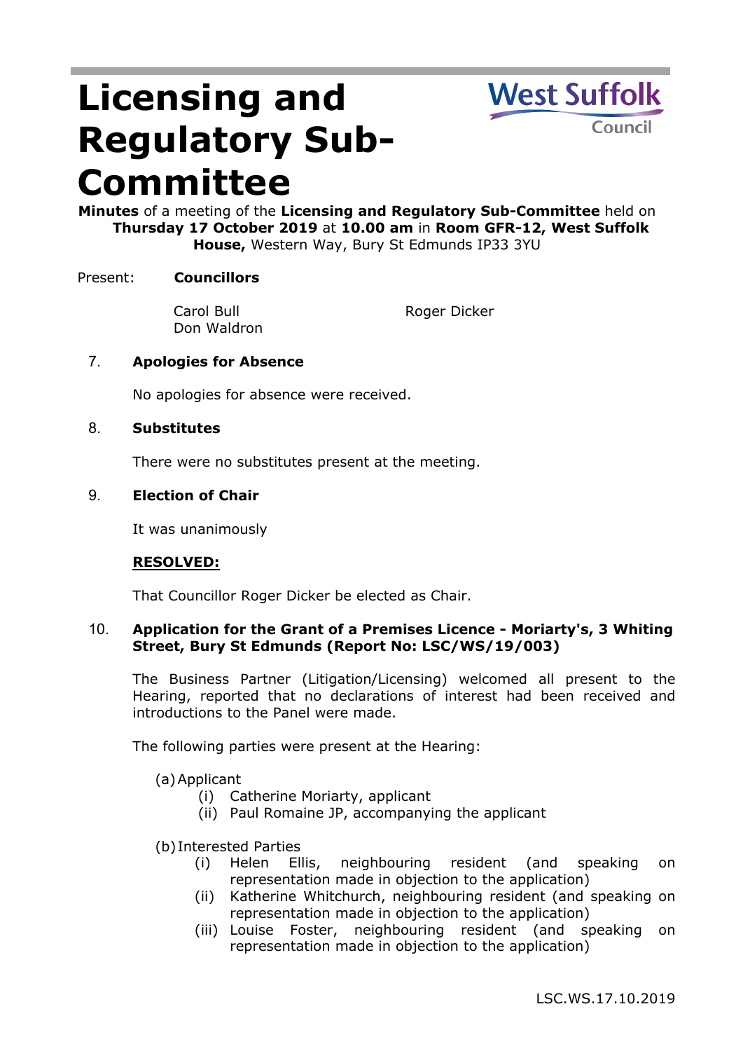# Licensing and Regulatory Sub-Committee

**Minutes** of a meeting of the **Licensing and Regulatory Sub-Committee** held on **Thursday 17 October 2019** at **10.00 am** in **Room GFR-12, West Suffolk House,** Western Way, Bury St Edmunds IP33 3YU

Present: **Councillors**

Carol Bull
Don Waldron
Roger Dicker

7. **Apologies for Absence**

   No apologies for absence were received.

8. **Substitutes**

   There were no substitutes present at the meeting.

9. **Election of Chair**

   It was unanimously

   **RESOLVED:**

   That Councillor Roger Dicker be elected as Chair.

10. **Application for the Grant of a Premises Licence - Moriarty's, 3 Whiting Street, Bury St Edmunds (Report No: LSC/WS/19/003)**

    The Business Partner (Litigation/Licensing) welcomed all present to the Hearing, reported that no declarations of interest had been received and introductions to the Panel were made.

    The following parties were present at the Hearing:

    (a) Applicant
    - (i) Catherine Moriarty, applicant
    - (ii) Paul Romaine JP, accompanying the applicant

    (b) Interested Parties
    - (i) Helen Ellis, neighbouring resident (and speaking on representation made in objection to the application)
    - (ii) Katherine Whitchurch, neighbouring resident (and speaking on representation made in objection to the application)
    - (iii) Louise Foster, neighbouring resident (and speaking on representation made in objection to the application)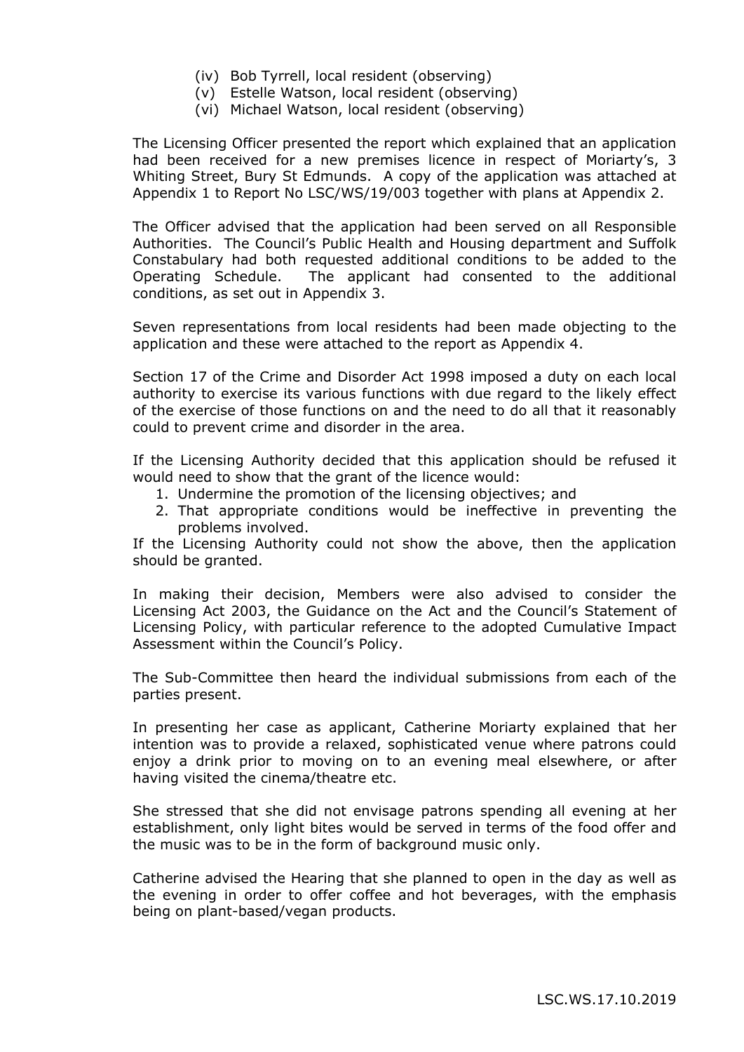- (iv) Bob Tyrrell, local resident (observing)
- (v) Estelle Watson, local resident (observing)
- (vi) Michael Watson, local resident (observing)

The Licensing Officer presented the report which explained that an application had been received for a new premises licence in respect of Moriarty's, 3 Whiting Street, Bury St Edmunds. A copy of the application was attached at Appendix 1 to Report No LSC/WS/19/003 together with plans at Appendix 2.

The Officer advised that the application had been served on all Responsible Authorities. The Council's Public Health and Housing department and Suffolk Constabulary had both requested additional conditions to be added to the Operating Schedule. The applicant had consented to the additional conditions, as set out in Appendix 3.

Seven representations from local residents had been made objecting to the application and these were attached to the report as Appendix 4.

Section 17 of the Crime and Disorder Act 1998 imposed a duty on each local authority to exercise its various functions with due regard to the likely effect of the exercise of those functions on and the need to do all that it reasonably could to prevent crime and disorder in the area.

If the Licensing Authority decided that this application should be refused it would need to show that the grant of the licence would:

1. Undermine the promotion of the licensing objectives; and
2. That appropriate conditions would be ineffective in preventing the problems involved.

If the Licensing Authority could not show the above, then the application should be granted.

In making their decision, Members were also advised to consider the Licensing Act 2003, the Guidance on the Act and the Council's Statement of Licensing Policy, with particular reference to the adopted Cumulative Impact Assessment within the Council's Policy.

The Sub-Committee then heard the individual submissions from each of the parties present.

In presenting her case as applicant, Catherine Moriarty explained that her intention was to provide a relaxed, sophisticated venue where patrons could enjoy a drink prior to moving on to an evening meal elsewhere, or after having visited the cinema/theatre etc.

She stressed that she did not envisage patrons spending all evening at her establishment, only light bites would be served in terms of the food offer and the music was to be in the form of background music only.

Catherine advised the Hearing that she planned to open in the day as well as the evening in order to offer coffee and hot beverages, with the emphasis being on plant-based/vegan products.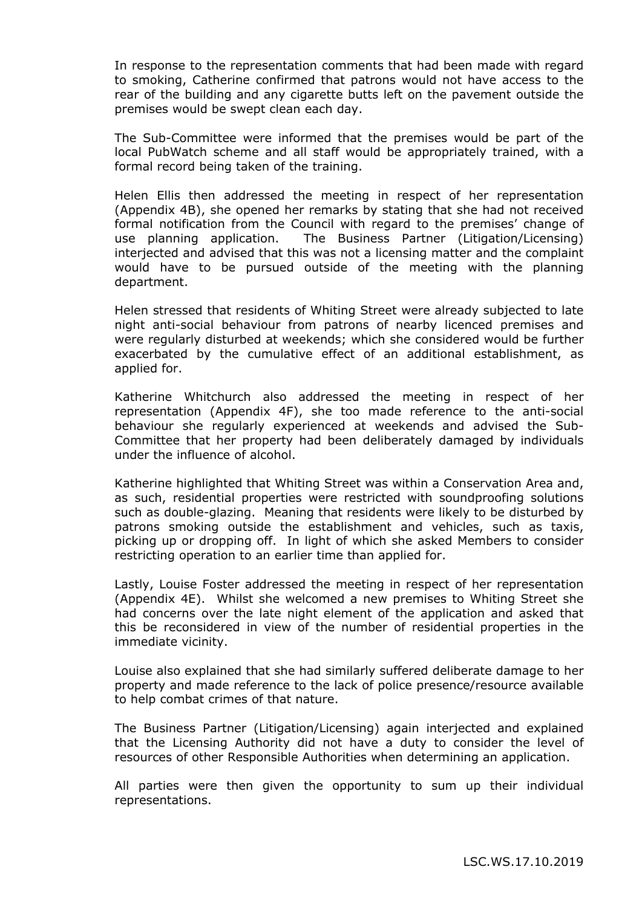In response to the representation comments that had been made with regard to smoking, Catherine confirmed that patrons would not have access to the rear of the building and any cigarette butts left on the pavement outside the premises would be swept clean each day.

The Sub-Committee were informed that the premises would be part of the local PubWatch scheme and all staff would be appropriately trained, with a formal record being taken of the training.

Helen Ellis then addressed the meeting in respect of her representation (Appendix 4B), she opened her remarks by stating that she had not received formal notification from the Council with regard to the premises' change of use planning application. The Business Partner (Litigation/Licensing) interjected and advised that this was not a licensing matter and the complaint would have to be pursued outside of the meeting with the planning department.

Helen stressed that residents of Whiting Street were already subjected to late night anti-social behaviour from patrons of nearby licenced premises and were regularly disturbed at weekends; which she considered would be further exacerbated by the cumulative effect of an additional establishment, as applied for.

Katherine Whitchurch also addressed the meeting in respect of her representation (Appendix 4F), she too made reference to the anti-social behaviour she regularly experienced at weekends and advised the Sub-Committee that her property had been deliberately damaged by individuals under the influence of alcohol.

Katherine highlighted that Whiting Street was within a Conservation Area and, as such, residential properties were restricted with soundproofing solutions such as double-glazing. Meaning that residents were likely to be disturbed by patrons smoking outside the establishment and vehicles, such as taxis, picking up or dropping off. In light of which she asked Members to consider restricting operation to an earlier time than applied for.

Lastly, Louise Foster addressed the meeting in respect of her representation (Appendix 4E). Whilst she welcomed a new premises to Whiting Street she had concerns over the late night element of the application and asked that this be reconsidered in view of the number of residential properties in the immediate vicinity.

Louise also explained that she had similarly suffered deliberate damage to her property and made reference to the lack of police presence/resource available to help combat crimes of that nature.

The Business Partner (Litigation/Licensing) again interjected and explained that the Licensing Authority did not have a duty to consider the level of resources of other Responsible Authorities when determining an application.

All parties were then given the opportunity to sum up their individual representations.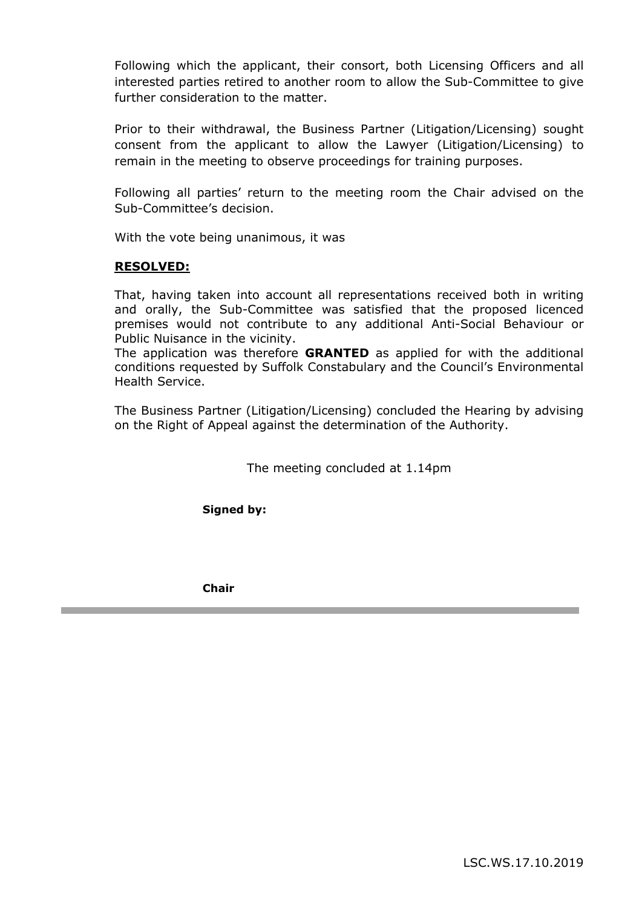Following which the applicant, their consort, both Licensing Officers and all interested parties retired to another room to allow the Sub-Committee to give further consideration to the matter.

Prior to their withdrawal, the Business Partner (Litigation/Licensing) sought consent from the applicant to allow the Lawyer (Litigation/Licensing) to remain in the meeting to observe proceedings for training purposes.

Following all parties' return to the meeting room the Chair advised on the Sub-Committee's decision.

With the vote being unanimous, it was

**RESOLVED:**

That, having taken into account all representations received both in writing and orally, the Sub-Committee was satisfied that the proposed licenced premises would not contribute to any additional Anti-Social Behaviour or Public Nuisance in the vicinity.
The application was therefore **GRANTED** as applied for with the additional conditions requested by Suffolk Constabulary and the Council's Environmental Health Service.

The Business Partner (Litigation/Licensing) concluded the Hearing by advising on the Right of Appeal against the determination of the Authority.

The meeting concluded at 1.14pm

**Signed by:**

**Chair**